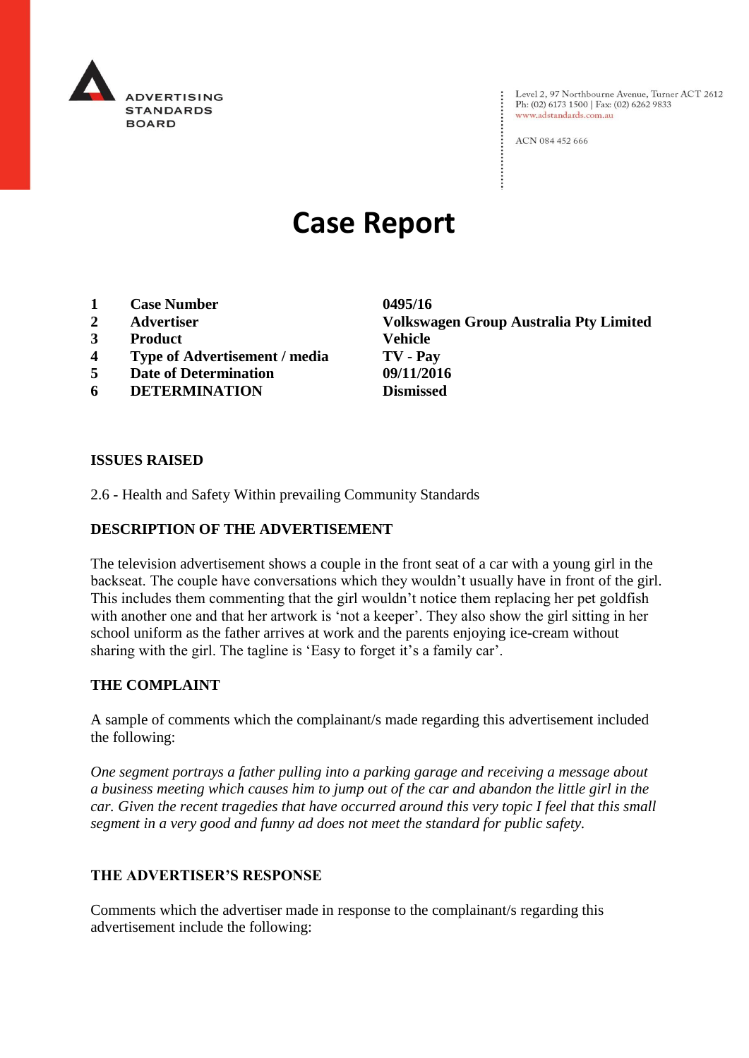ADVERTISING STANDARDS BOARD

Level 2, 97 Northbourne Avenue, Turner ACT 2612
Ph: (02) 6173 1500 | Fax: (02) 6262 9833
www.adstandards.com.au

ACN 084 452 666

# Case Report

| | | |
|---|---|---|
| **1** | **Case Number** | **0495/16** |
| **2** | **Advertiser** | **Volkswagen Group Australia Pty Limited** |
| **3** | **Product** | **Vehicle** |
| **4** | **Type of Advertisement / media** | **TV - Pay** |
| **5** | **Date of Determination** | **09/11/2016** |
| **6** | **DETERMINATION** | **Dismissed** |

## ISSUES RAISED

2.6 - Health and Safety Within prevailing Community Standards

## DESCRIPTION OF THE ADVERTISEMENT

The television advertisement shows a couple in the front seat of a car with a young girl in the backseat. The couple have conversations which they wouldn't usually have in front of the girl. This includes them commenting that the girl wouldn't notice them replacing her pet goldfish with another one and that her artwork is 'not a keeper'. They also show the girl sitting in her school uniform as the father arrives at work and the parents enjoying ice-cream without sharing with the girl. The tagline is 'Easy to forget it's a family car'.

## THE COMPLAINT

A sample of comments which the complainant/s made regarding this advertisement included the following:

*One segment portrays a father pulling into a parking garage and receiving a message about a business meeting which causes him to jump out of the car and abandon the little girl in the car. Given the recent tragedies that have occurred around this very topic I feel that this small segment in a very good and funny ad does not meet the standard for public safety.*

## THE ADVERTISER'S RESPONSE

Comments which the advertiser made in response to the complainant/s regarding this advertisement include the following: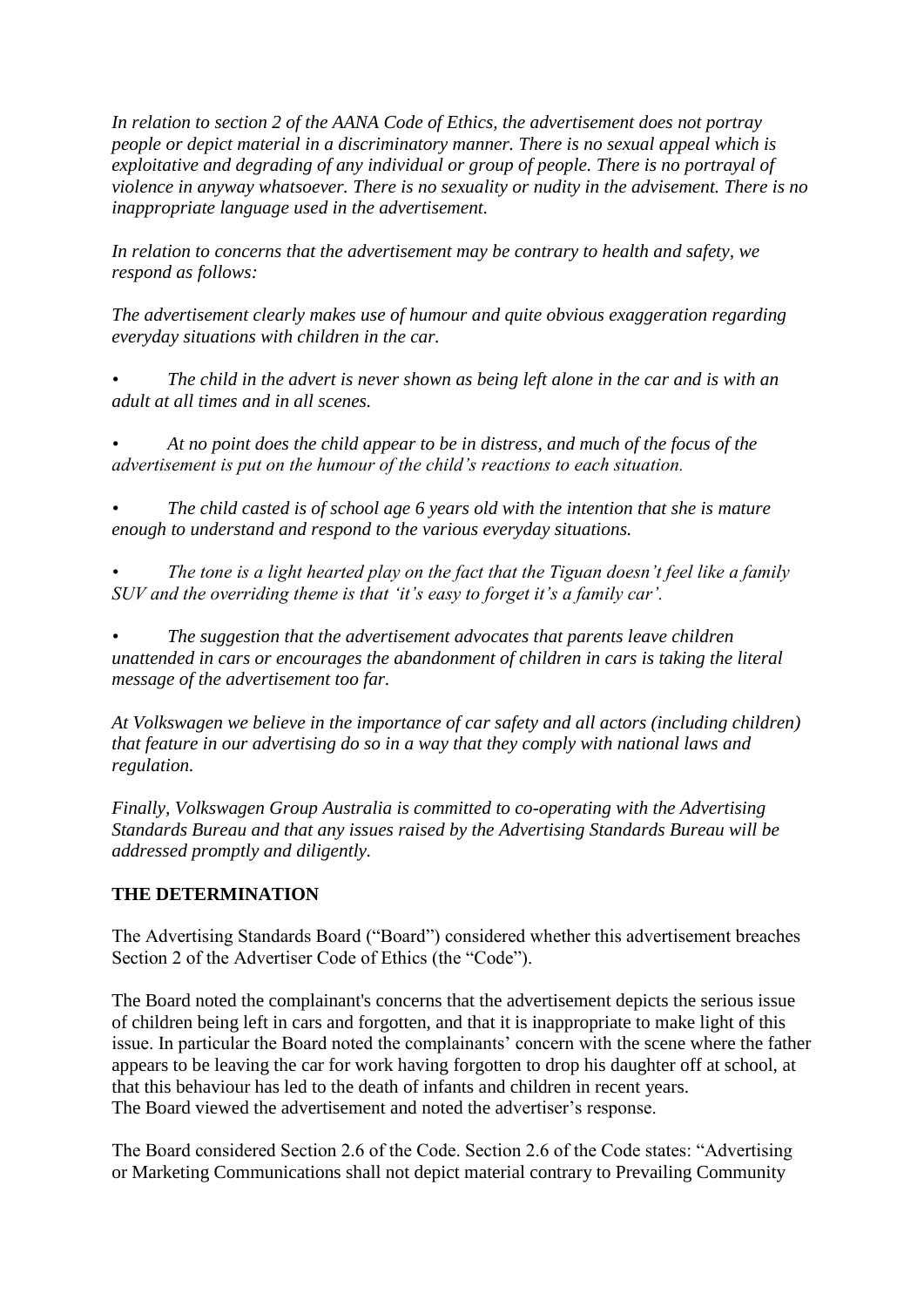*In relation to section 2 of the AANA Code of Ethics, the advertisement does not portray people or depict material in a discriminatory manner. There is no sexual appeal which is exploitative and degrading of any individual or group of people. There is no portrayal of violence in anyway whatsoever. There is no sexuality or nudity in the advisement. There is no inappropriate language used in the advertisement.*

*In relation to concerns that the advertisement may be contrary to health and safety, we respond as follows:*

*The advertisement clearly makes use of humour and quite obvious exaggeration regarding everyday situations with children in the car.*

- *The child in the advert is never shown as being left alone in the car and is with an adult at all times and in all scenes.*

- *At no point does the child appear to be in distress, and much of the focus of the advertisement is put on the humour of the child's reactions to each situation.*

- *The child casted is of school age 6 years old with the intention that she is mature enough to understand and respond to the various everyday situations.*

- *The tone is a light hearted play on the fact that the Tiguan doesn't feel like a family SUV and the overriding theme is that 'it's easy to forget it's a family car'.*

- *The suggestion that the advertisement advocates that parents leave children unattended in cars or encourages the abandonment of children in cars is taking the literal message of the advertisement too far.*

*At Volkswagen we believe in the importance of car safety and all actors (including children) that feature in our advertising do so in a way that they comply with national laws and regulation.*

*Finally, Volkswagen Group Australia is committed to co-operating with the Advertising Standards Bureau and that any issues raised by the Advertising Standards Bureau will be addressed promptly and diligently.*

**THE DETERMINATION**

The Advertising Standards Board ("Board") considered whether this advertisement breaches Section 2 of the Advertiser Code of Ethics (the "Code").

The Board noted the complainant's concerns that the advertisement depicts the serious issue of children being left in cars and forgotten, and that it is inappropriate to make light of this issue. In particular the Board noted the complainants' concern with the scene where the father appears to be leaving the car for work having forgotten to drop his daughter off at school, at that this behaviour has led to the death of infants and children in recent years.
The Board viewed the advertisement and noted the advertiser's response.

The Board considered Section 2.6 of the Code. Section 2.6 of the Code states: "Advertising or Marketing Communications shall not depict material contrary to Prevailing Community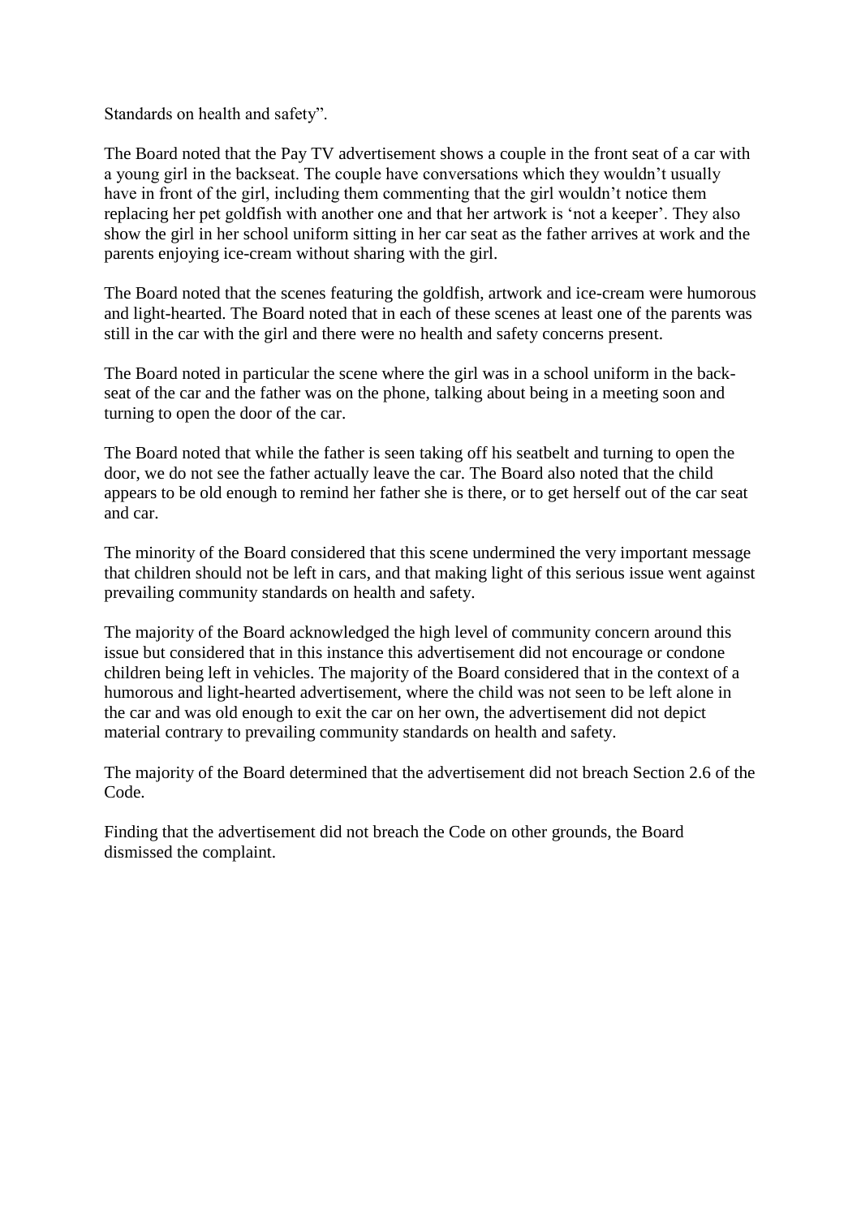Standards on health and safety".

The Board noted that the Pay TV advertisement shows a couple in the front seat of a car with a young girl in the backseat. The couple have conversations which they wouldn't usually have in front of the girl, including them commenting that the girl wouldn't notice them replacing her pet goldfish with another one and that her artwork is 'not a keeper'. They also show the girl in her school uniform sitting in her car seat as the father arrives at work and the parents enjoying ice-cream without sharing with the girl.

The Board noted that the scenes featuring the goldfish, artwork and ice-cream were humorous and light-hearted. The Board noted that in each of these scenes at least one of the parents was still in the car with the girl and there were no health and safety concerns present.

The Board noted in particular the scene where the girl was in a school uniform in the back-seat of the car and the father was on the phone, talking about being in a meeting soon and turning to open the door of the car.

The Board noted that while the father is seen taking off his seatbelt and turning to open the door, we do not see the father actually leave the car. The Board also noted that the child appears to be old enough to remind her father she is there, or to get herself out of the car seat and car.

The minority of the Board considered that this scene undermined the very important message that children should not be left in cars, and that making light of this serious issue went against prevailing community standards on health and safety.

The majority of the Board acknowledged the high level of community concern around this issue but considered that in this instance this advertisement did not encourage or condone children being left in vehicles. The majority of the Board considered that in the context of a humorous and light-hearted advertisement, where the child was not seen to be left alone in the car and was old enough to exit the car on her own, the advertisement did not depict material contrary to prevailing community standards on health and safety.

The majority of the Board determined that the advertisement did not breach Section 2.6 of the Code.

Finding that the advertisement did not breach the Code on other grounds, the Board dismissed the complaint.